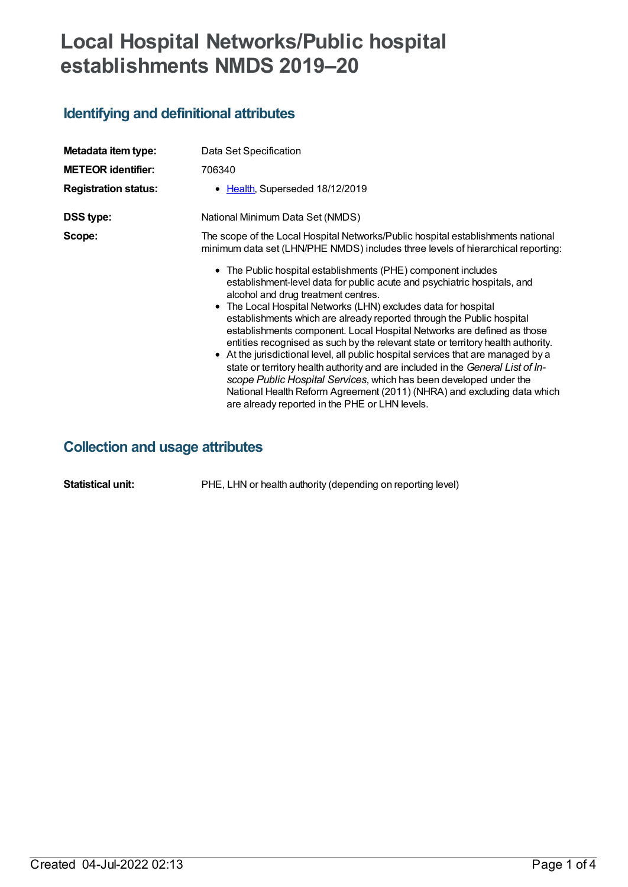# Local Hospital Networks/Public hospital establishments NMDS 2019–20

## Identifying and definitional attributes

| | |
|---|---|
| **Metadata item type:** | Data Set Specification |
| **METEOR identifier:** | 706340 |
| **Registration status:** | • Health, Superseded 18/12/2019 |
| **DSS type:** | National Minimum Data Set (NMDS) |
| **Scope:** | The scope of the Local Hospital Networks/Public hospital establishments national minimum data set (LHN/PHE NMDS) includes three levels of hierarchical reporting: |

- The Public hospital establishments (PHE) component includes establishment-level data for public acute and psychiatric hospitals, and alcohol and drug treatment centres.
- The Local Hospital Networks (LHN) excludes data for hospital establishments which are already reported through the Public hospital establishments component. Local Hospital Networks are defined as those entities recognised as such by the relevant state or territory health authority.
- At the jurisdictional level, all public hospital services that are managed by a state or territory health authority and are included in the *General List of In-scope Public Hospital Services*, which has been developed under the National Health Reform Agreement (2011) (NHRA) and excluding data which are already reported in the PHE or LHN levels.

## Collection and usage attributes

| | |
|---|---|
| **Statistical unit:** | PHE, LHN or health authority (depending on reporting level) |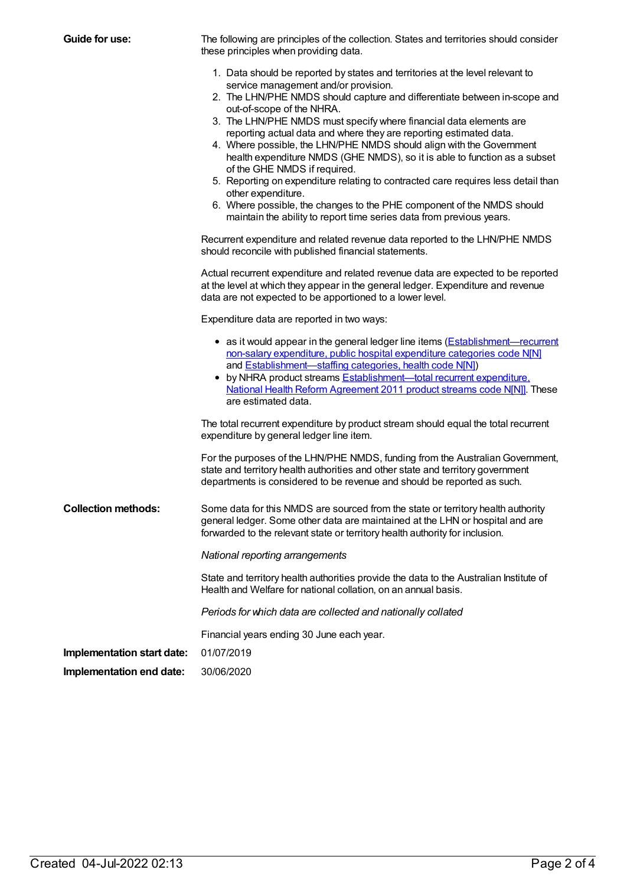**Guide for use:**

The following are principles of the collection. States and territories should consider these principles when providing data.

1. Data should be reported by states and territories at the level relevant to service management and/or provision.
2. The LHN/PHE NMDS should capture and differentiate between in-scope and out-of-scope of the NHRA.
3. The LHN/PHE NMDS must specify where financial data elements are reporting actual data and where they are reporting estimated data.
4. Where possible, the LHN/PHE NMDS should align with the Government health expenditure NMDS (GHE NMDS), so it is able to function as a subset of the GHE NMDS if required.
5. Reporting on expenditure relating to contracted care requires less detail than other expenditure.
6. Where possible, the changes to the PHE component of the NMDS should maintain the ability to report time series data from previous years.

Recurrent expenditure and related revenue data reported to the LHN/PHE NMDS should reconcile with published financial statements.

Actual recurrent expenditure and related revenue data are expected to be reported at the level at which they appear in the general ledger. Expenditure and revenue data are not expected to be apportioned to a lower level.

Expenditure data are reported in two ways:

- as it would appear in the general ledger line items (Establishment—recurrent non-salary expenditure, public hospital expenditure categories code N[N] and Establishment—staffing categories, health code N[N])
- by NHRA product streams Establishment—total recurrent expenditure, National Health Reform Agreement 2011 product streams code N[N]. These are estimated data.

The total recurrent expenditure by product stream should equal the total recurrent expenditure by general ledger line item.

For the purposes of the LHN/PHE NMDS, funding from the Australian Government, state and territory health authorities and other state and territory government departments is considered to be revenue and should be reported as such.

**Collection methods:**

Some data for this NMDS are sourced from the state or territory health authority general ledger. Some other data are maintained at the LHN or hospital and are forwarded to the relevant state or territory health authority for inclusion.

*National reporting arrangements*

State and territory health authorities provide the data to the Australian Institute of Health and Welfare for national collation, on an annual basis.

*Periods for which data are collected and nationally collated*

Financial years ending 30 June each year.

**Implementation start date:** 01/07/2019

**Implementation end date:** 30/06/2020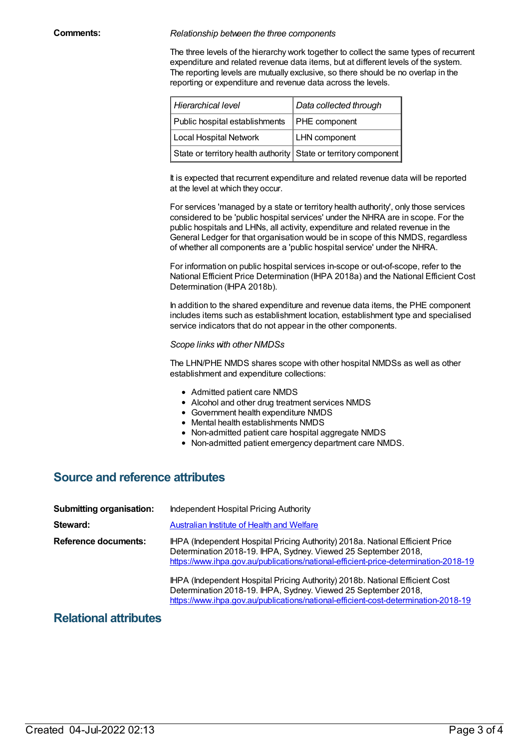**Comments:**

*Relationship between the three components*

The three levels of the hierarchy work together to collect the same types of recurrent expenditure and related revenue data items, but at different levels of the system. The reporting levels are mutually exclusive, so there should be no overlap in the reporting or expenditure and revenue data across the levels.

| *Hierarchical level* | *Data collected through* |
| --- | --- |
| Public hospital establishments | PHE component |
| Local Hospital Network | LHN component |
| State or territory health authority | State or territory component |

It is expected that recurrent expenditure and related revenue data will be reported at the level at which they occur.

For services 'managed by a state or territory health authority', only those services considered to be 'public hospital services' under the NHRA are in scope. For the public hospitals and LHNs, all activity, expenditure and related revenue in the General Ledger for that organisation would be in scope of this NMDS, regardless of whether all components are a 'public hospital service' under the NHRA.

For information on public hospital services in-scope or out-of-scope, refer to the National Efficient Price Determination (IHPA 2018a) and the National Efficient Cost Determination (IHPA 2018b).

In addition to the shared expenditure and revenue data items, the PHE component includes items such as establishment location, establishment type and specialised service indicators that do not appear in the other components.

*Scope links with other NMDSs*

The LHN/PHE NMDS shares scope with other hospital NMDSs as well as other establishment and expenditure collections:

- Admitted patient care NMDS
- Alcohol and other drug treatment services NMDS
- Government health expenditure NMDS
- Mental health establishments NMDS
- Non-admitted patient care hospital aggregate NMDS
- Non-admitted patient emergency department care NMDS.

## Source and reference attributes

**Submitting organisation:** Independent Hospital Pricing Authority

**Steward:** [Australian Institute of Health and Welfare]

**Reference documents:** IHPA (Independent Hospital Pricing Authority) 2018a. National Efficient Price Determination 2018-19. IHPA, Sydney. Viewed 25 September 2018, https://www.ihpa.gov.au/publications/national-efficient-price-determination-2018-19

IHPA (Independent Hospital Pricing Authority) 2018b. National Efficient Cost Determination 2018-19. IHPA, Sydney. Viewed 25 September 2018, https://www.ihpa.gov.au/publications/national-efficient-cost-determination-2018-19

## Relational attributes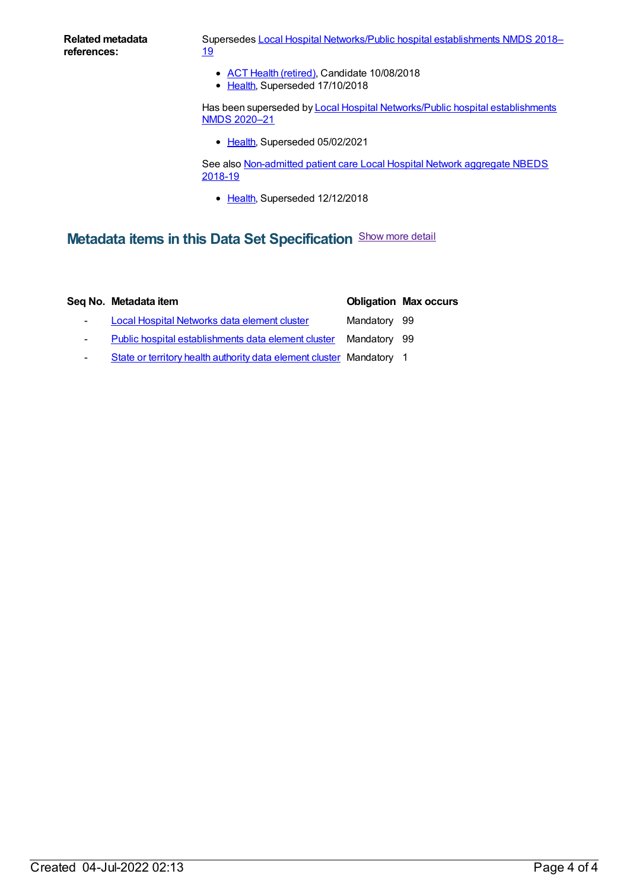**Related metadata references:**

Supersedes Local Hospital Networks/Public hospital establishments NMDS 2018–19

- ACT Health (retired), Candidate 10/08/2018
- Health, Superseded 17/10/2018

Has been superseded by Local Hospital Networks/Public hospital establishments NMDS 2020–21

- Health, Superseded 05/02/2021

See also Non-admitted patient care Local Hospital Network aggregate NBEDS 2018-19

- Health, Superseded 12/12/2018

## Metadata items in this Data Set Specification

Show more detail

| Seq No. | Metadata item | Obligation | Max occurs |
| --- | --- | --- | --- |
| - | Local Hospital Networks data element cluster | Mandatory | 99 |
| - | Public hospital establishments data element cluster | Mandatory | 99 |
| - | State or territory health authority data element cluster | Mandatory | 1 |